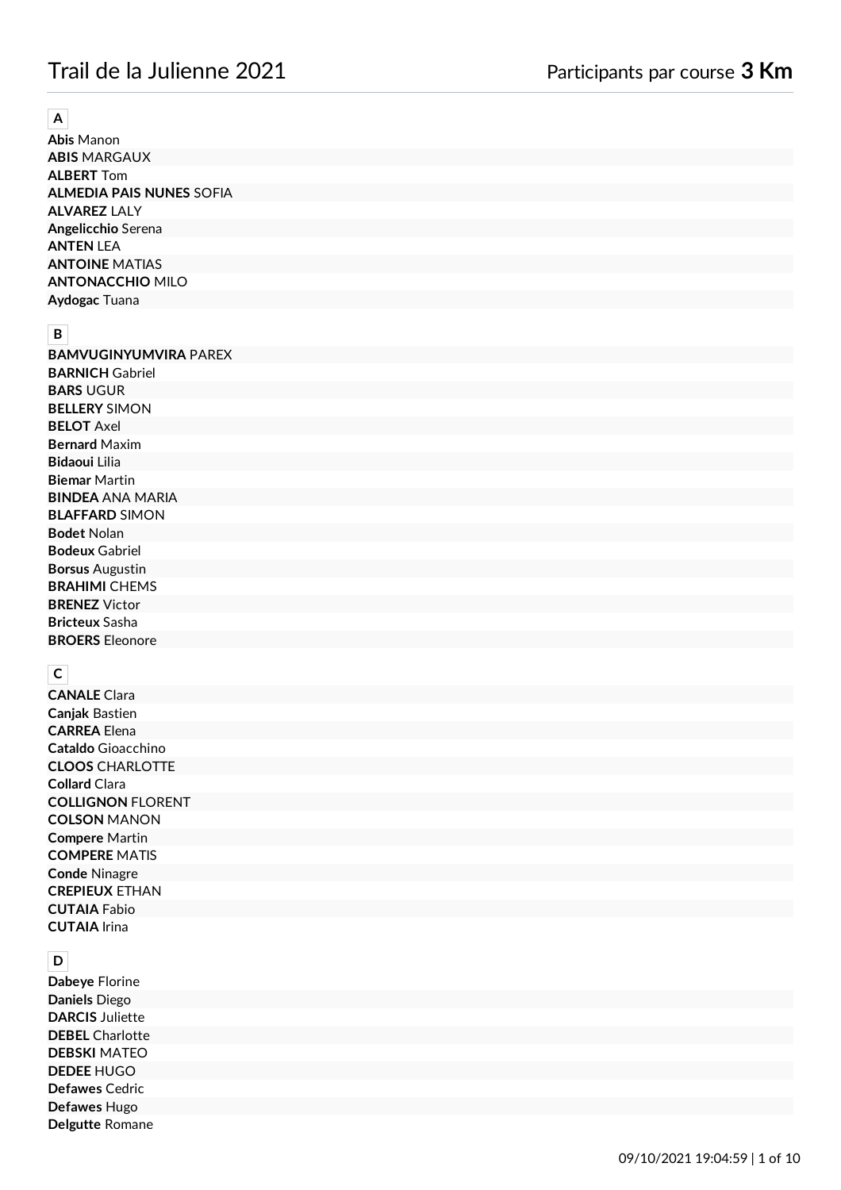# Trail de la Julienne 2021

Participants par course **3 Km**

## A

**Abis** Manon
**ABIS** MARGAUX
**ALBERT** Tom
**ALMEDIA PAIS NUNES** SOFIA
**ALVAREZ** LALY
**Angelicchio** Serena
**ANTEN** LEA
**ANTOINE** MATIAS
**ANTONACCHIO** MILO
**Aydogac** Tuana

## B

**BAMVUGINYUMVIRA** PAREX
**BARNICH** Gabriel
**BARS** UGUR
**BELLERY** SIMON
**BELOT** Axel
**Bernard** Maxim
**Bidaoui** Lilia
**Biemar** Martin
**BINDEA** ANA MARIA
**BLAFFARD** SIMON
**Bodet** Nolan
**Bodeux** Gabriel
**Borsus** Augustin
**BRAHIMI** CHEMS
**BRENEZ** Victor
**Bricteux** Sasha
**BROERS** Eleonore

## C

**CANALE** Clara
**Canjak** Bastien
**CARREA** Elena
**Cataldo** Gioacchino
**CLOOS** CHARLOTTE
**Collard** Clara
**COLLIGNON** FLORENT
**COLSON** MANON
**Compere** Martin
**COMPERE** MATIS
**Conde** Ninagre
**CREPIEUX** ETHAN
**CUTAIA** Fabio
**CUTAIA** Irina

## D

**Dabeye** Florine
**Daniels** Diego
**DARCIS** Juliette
**DEBEL** Charlotte
**DEBSKI** MATEO
**DEDEE** HUGO
**Defawes** Cedric
**Defawes** Hugo
**Delgutte** Romane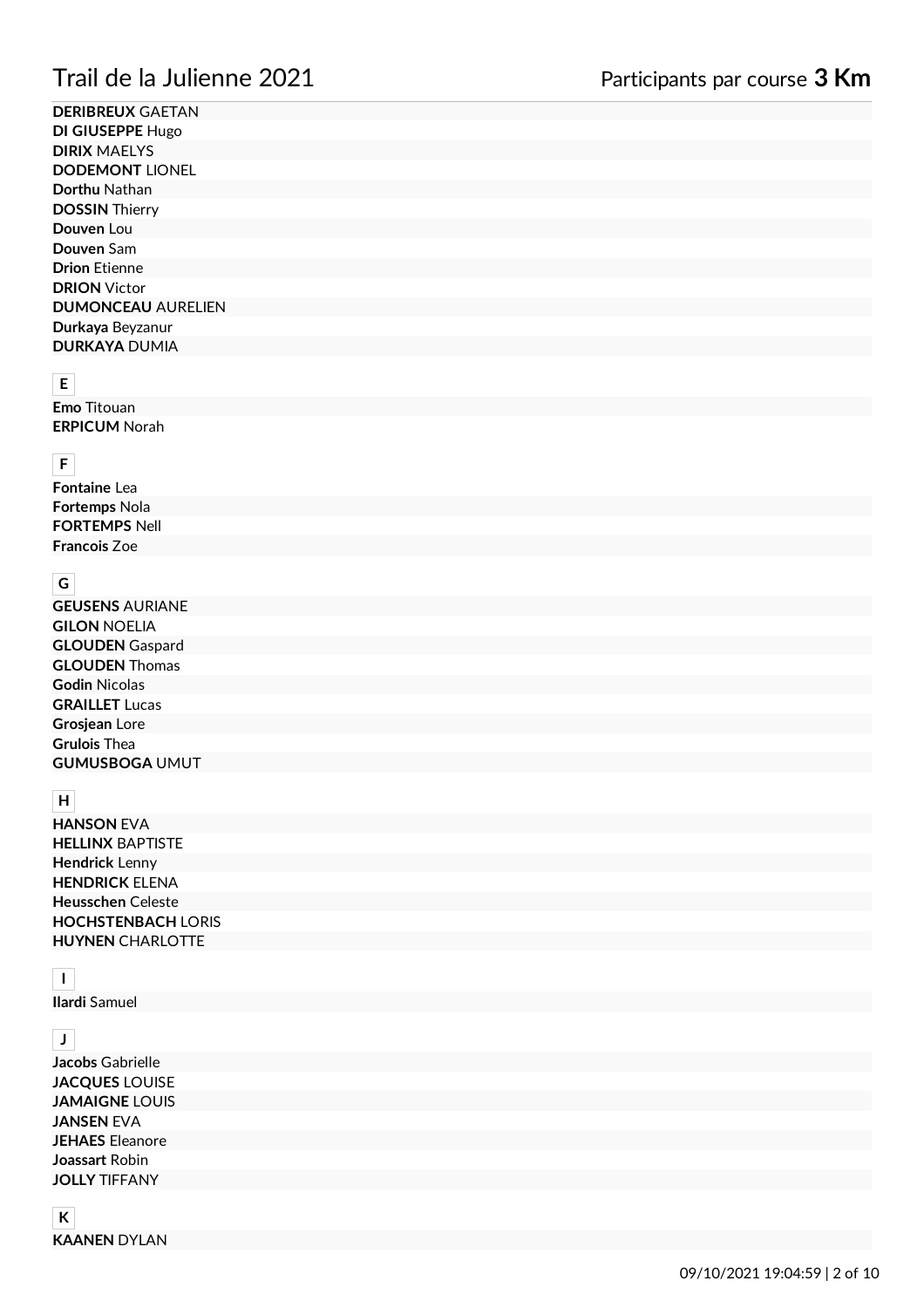**DERIBREUX** GAETAN
**DI GIUSEPPE** Hugo
**DIRIX** MAELYS
**DODEMONT** LIONEL
**Dorthu** Nathan
**DOSSIN** Thierry
**Douven** Lou
**Douven** Sam
**Drion** Etienne
**DRION** Victor
**DUMONCEAU** AURELIEN
**Durkaya** Beyzanur
**DURKAYA** DUMIA

**E**

**Emo** Titouan
**ERPICUM** Norah

**F**

**Fontaine** Lea
**Fortemps** Nola
**FORTEMPS** Nell
**Francois** Zoe

**G**

**GEUSENS** AURIANE
**GILON** NOELIA
**GLOUDEN** Gaspard
**GLOUDEN** Thomas
**Godin** Nicolas
**GRAILLET** Lucas
**Grosjean** Lore
**Grulois** Thea
**GUMUSBOGA** UMUT

**H**

**HANSON** EVA
**HELLINX** BAPTISTE
**Hendrick** Lenny
**HENDRICK** ELENA
**Heusschen** Celeste
**HOCHSTENBACH** LORIS
**HUYNEN** CHARLOTTE

**I**

**Ilardi** Samuel

**J**

**Jacobs** Gabrielle
**JACQUES** LOUISE
**JAMAIGNE** LOUIS
**JANSEN** EVA
**JEHAES** Eleanore
**Joassart** Robin
**JOLLY** TIFFANY

**K**

**KAANEN** DYLAN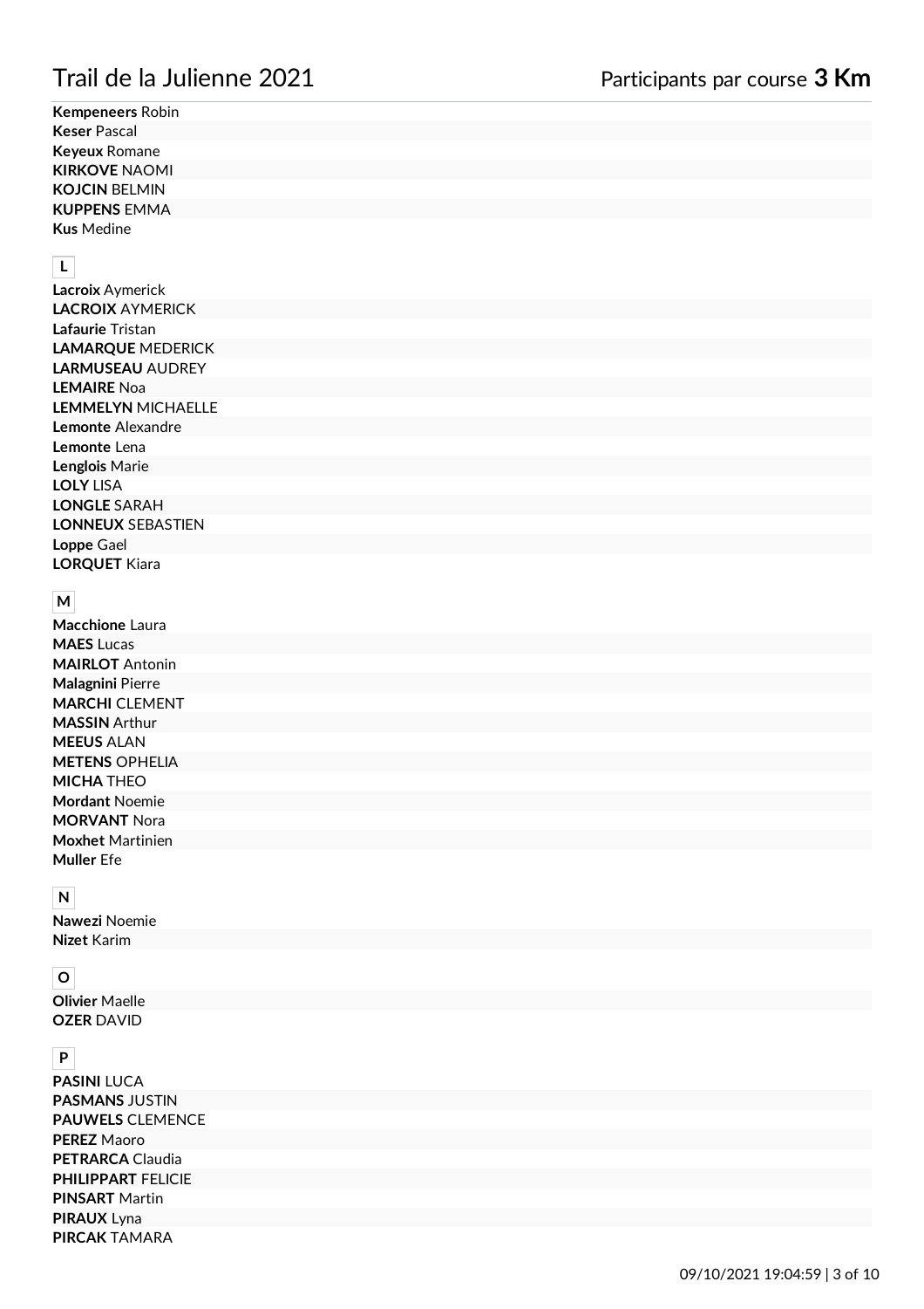**Kempeneers** Robin
**Keser** Pascal
**Keyeux** Romane
**KIRKOVE** NAOMI
**KOJCIN** BELMIN
**KUPPENS** EMMA
**Kus** Medine

**L**

**Lacroix** Aymerick
**LACROIX** AYMERICK
**Lafaurie** Tristan
**LAMARQUE** MEDERICK
**LARMUSEAU** AUDREY
**LEMAIRE** Noa
**LEMMELYN** MICHAELLE
**Lemonte** Alexandre
**Lemonte** Lena
**Lenglois** Marie
**LOLY** LISA
**LONGLE** SARAH
**LONNEUX** SEBASTIEN
**Loppe** Gael
**LORQUET** Kiara

**M**

**Macchione** Laura
**MAES** Lucas
**MAIRLOT** Antonin
**Malagnini** Pierre
**MARCHI** CLEMENT
**MASSIN** Arthur
**MEEUS** ALAN
**METENS** OPHELIA
**MICHA** THEO
**Mordant** Noemie
**MORVANT** Nora
**Moxhet** Martinien
**Muller** Efe

**N**

**Nawezi** Noemie
**Nizet** Karim

**O**

**Olivier** Maelle
**OZER** DAVID

**P**

**PASINI** LUCA
**PASMANS** JUSTIN
**PAUWELS** CLEMENCE
**PEREZ** Maoro
**PETRARCA** Claudia
**PHILIPPART** FELICIE
**PINSART** Martin
**PIRAUX** Lyna
**PIRCAK** TAMARA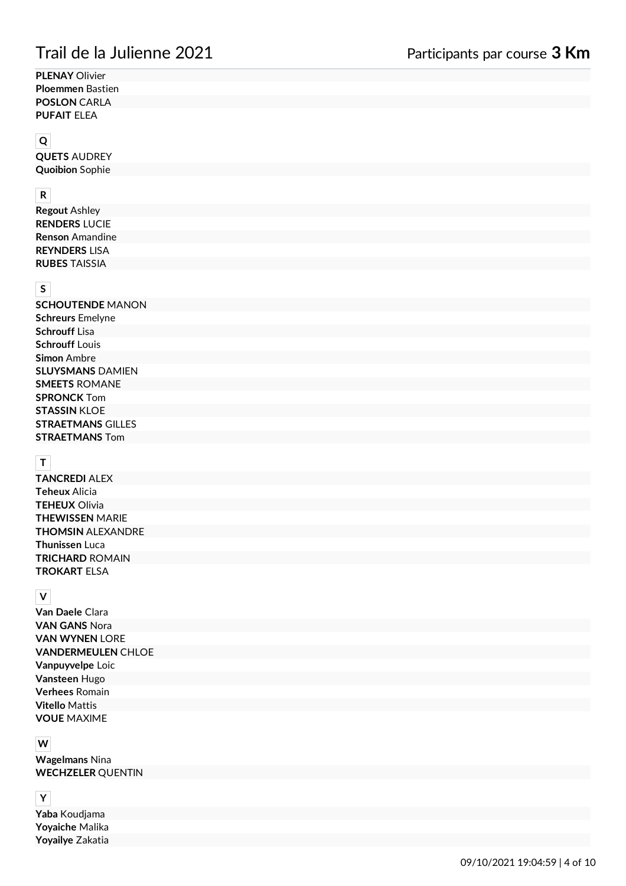**PLENAY** Olivier
**Ploemmen** Bastien
**POSLON** CARLA
**PUFAIT** ELEA

## Q

**QUETS** AUDREY
**Quoibion** Sophie

## R

**Regout** Ashley
**RENDERS** LUCIE
**Renson** Amandine
**REYNDERS** LISA
**RUBES** TAISSIA

## S

**SCHOUTENDE** MANON
**Schreurs** Emelyne
**Schrouff** Lisa
**Schrouff** Louis
**Simon** Ambre
**SLUYSMANS** DAMIEN
**SMEETS** ROMANE
**SPRONCK** Tom
**STASSIN** KLOE
**STRAETMANS** GILLES
**STRAETMANS** Tom

## T

**TANCREDI** ALEX
**Teheux** Alicia
**TEHEUX** Olivia
**THEWISSEN** MARIE
**THOMSIN** ALEXANDRE
**Thunissen** Luca
**TRICHARD** ROMAIN
**TROKART** ELSA

## V

**Van Daele** Clara
**VAN GANS** Nora
**VAN WYNEN** LORE
**VANDERMEULEN** CHLOE
**Vanpuyvelpe** Loic
**Vansteen** Hugo
**Verhees** Romain
**Vitello** Mattis
**VOUE** MAXIME

## W

**Wagelmans** Nina
**WECHZELER** QUENTIN

## Y

**Yaba** Koudjama
**Yoyaiche** Malika
**Yoyailye** Zakatia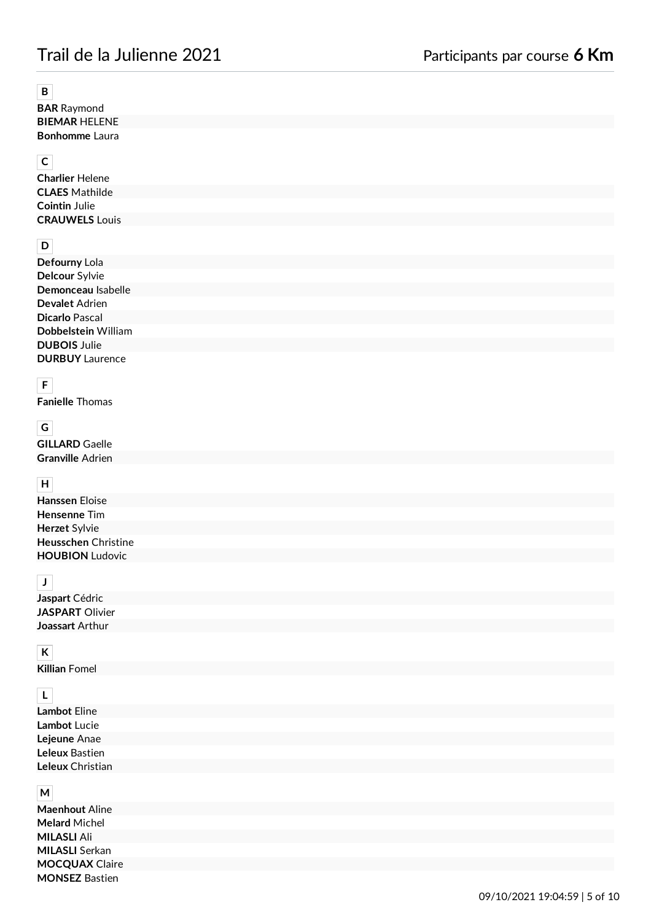Trail de la Julienne 2021

Participants par course **6 Km**

**B**

**BAR** Raymond
**BIEMAR** HELENE
**Bonhomme** Laura

**C**

**Charlier** Helene
**CLAES** Mathilde
**Cointin** Julie
**CRAUWELS** Louis

**D**

**Defourny** Lola
**Delcour** Sylvie
**Demonceau** Isabelle
**Devalet** Adrien
**Dicarlo** Pascal
**Dobbelstein** William
**DUBOIS** Julie
**DURBUY** Laurence

**F**

**Fanielle** Thomas

**G**

**GILLARD** Gaelle
**Granville** Adrien

**H**

**Hanssen** Eloise
**Hensenne** Tim
**Herzet** Sylvie
**Heusschen** Christine
**HOUBION** Ludovic

**J**

**Jaspart** Cédric
**JASPART** Olivier
**Joassart** Arthur

**K**

**Killian** Fomel

**L**

**Lambot** Eline
**Lambot** Lucie
**Lejeune** Anae
**Leleux** Bastien
**Leleux** Christian

**M**

**Maenhout** Aline
**Melard** Michel
**MILASLI** Ali
**MILASLI** Serkan
**MOCQUAX** Claire
**MONSEZ** Bastien

09/10/2021 19:04:59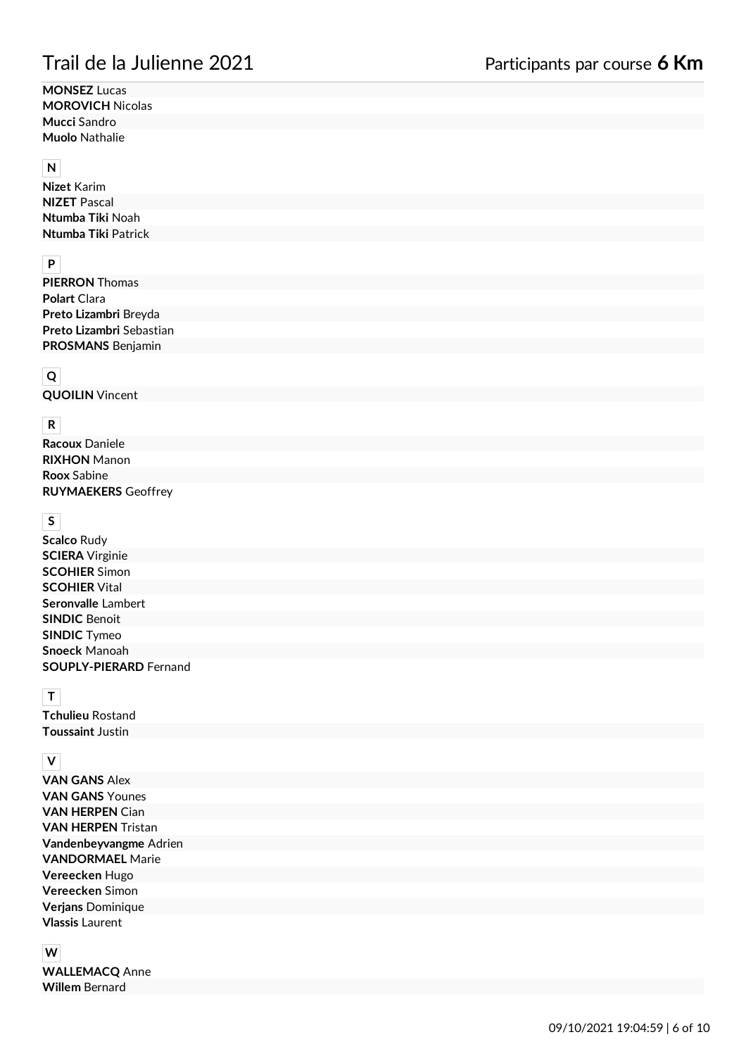**MONSEZ** Lucas
**MOROVICH** Nicolas
**Mucci** Sandro
**Muolo** Nathalie

**N**

**Nizet** Karim
**NIZET** Pascal
**Ntumba Tiki** Noah
**Ntumba Tiki** Patrick

**P**

**PIERRON** Thomas
**Polart** Clara
**Preto Lizambri** Breyda
**Preto Lizambri** Sebastian
**PROSMANS** Benjamin

**Q**

**QUOILIN** Vincent

**R**

**Racoux** Daniele
**RIXHON** Manon
**Roox** Sabine
**RUYMAEKERS** Geoffrey

**S**

**Scalco** Rudy
**SCIERA** Virginie
**SCOHIER** Simon
**SCOHIER** Vital
**Seronvalle** Lambert
**SINDIC** Benoit
**SINDIC** Tymeo
**Snoeck** Manoah
**SOUPLY-PIERARD** Fernand

**T**

**Tchulieu** Rostand
**Toussaint** Justin

**V**

**VAN GANS** Alex
**VAN GANS** Younes
**VAN HERPEN** Cian
**VAN HERPEN** Tristan
**Vandenbeyvangme** Adrien
**VANDORMAEL** Marie
**Vereecken** Hugo
**Vereecken** Simon
**Verjans** Dominique
**Vlassis** Laurent

**W**

**WALLEMACQ** Anne
**Willem** Bernard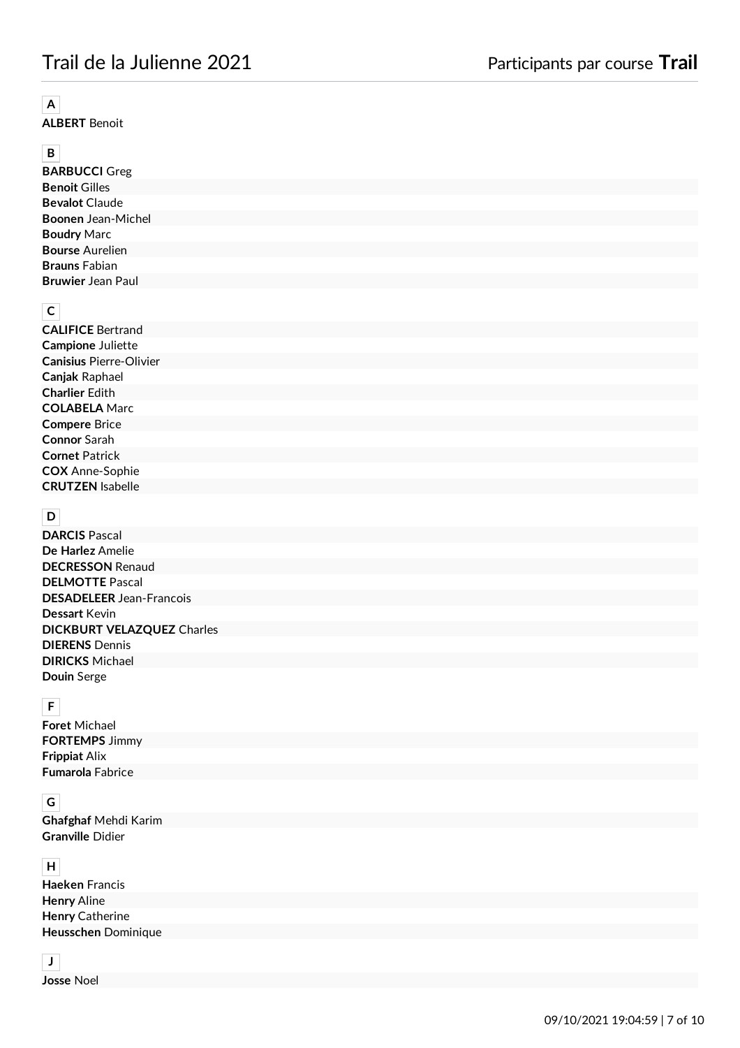# Trail de la Julienne 2021

Participants par course **Trail**

**A**

**ALBERT** Benoit

**B**

**BARBUCCI** Greg
**Benoit** Gilles
**Bevalot** Claude
**Boonen** Jean-Michel
**Boudry** Marc
**Bourse** Aurelien
**Brauns** Fabian
**Bruwier** Jean Paul

**C**

**CALIFICE** Bertrand
**Campione** Juliette
**Canisius** Pierre-Olivier
**Canjak** Raphael
**Charlier** Edith
**COLABELA** Marc
**Compere** Brice
**Connor** Sarah
**Cornet** Patrick
**COX** Anne-Sophie
**CRUTZEN** Isabelle

**D**

**DARCIS** Pascal
**De Harlez** Amelie
**DECRESSON** Renaud
**DELMOTTE** Pascal
**DESADELEER** Jean-Francois
**Dessart** Kevin
**DICKBURT VELAZQUEZ** Charles
**DIERENS** Dennis
**DIRICKS** Michael
**Douin** Serge

**F**

**Foret** Michael
**FORTEMPS** Jimmy
**Frippiat** Alix
**Fumarola** Fabrice

**G**

**Ghafghaf** Mehdi Karim
**Granville** Didier

**H**

**Haeken** Francis
**Henry** Aline
**Henry** Catherine
**Heusschen** Dominique

**J**

**Josse** Noel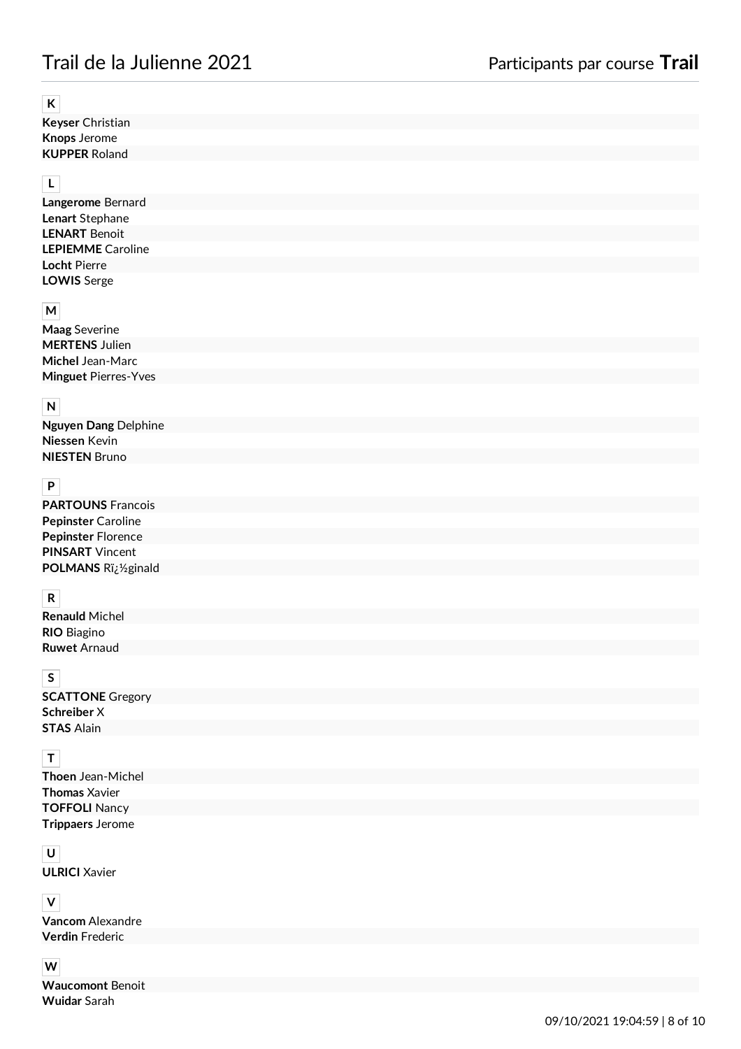# Trail de la Julienne 2021

## Participants par course **Trail**

### K

**Keyser** Christian
**Knops** Jerome
**KUPPER** Roland

### L

**Langerome** Bernard
**Lenart** Stephane
**LENART** Benoit
**LEPIEMME** Caroline
**Locht** Pierre
**LOWIS** Serge

### M

**Maag** Severine
**MERTENS** Julien
**Michel** Jean-Marc
**Minguet** Pierres-Yves

### N

**Nguyen Dang** Delphine
**Niessen** Kevin
**NIESTEN** Bruno

### P

**PARTOUNS** Francois
**Pepinster** Caroline
**Pepinster** Florence
**PINSART** Vincent
**POLMANS** Rï¿½ginald

### R

**Renauld** Michel
**RIO** Biagino
**Ruwet** Arnaud

### S

**SCATTONE** Gregory
**Schreiber** X
**STAS** Alain

### T

**Thoen** Jean-Michel
**Thomas** Xavier
**TOFFOLI** Nancy
**Trippaers** Jerome

### U

**ULRICI** Xavier

### V

**Vancom** Alexandre
**Verdin** Frederic

### W

**Waucomont** Benoit
**Wuidar** Sarah

09/10/2021 19:04:59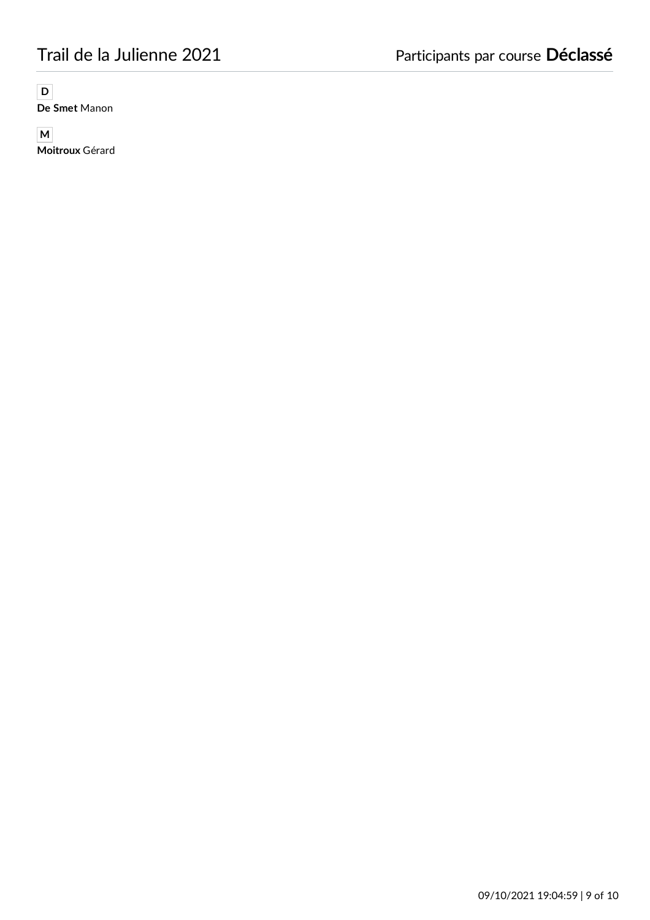# Trail de la Julienne 2021

## Participants par course **Déclassé**

**D**

**De Smet** Manon

**M**

**Moitroux** Gérard